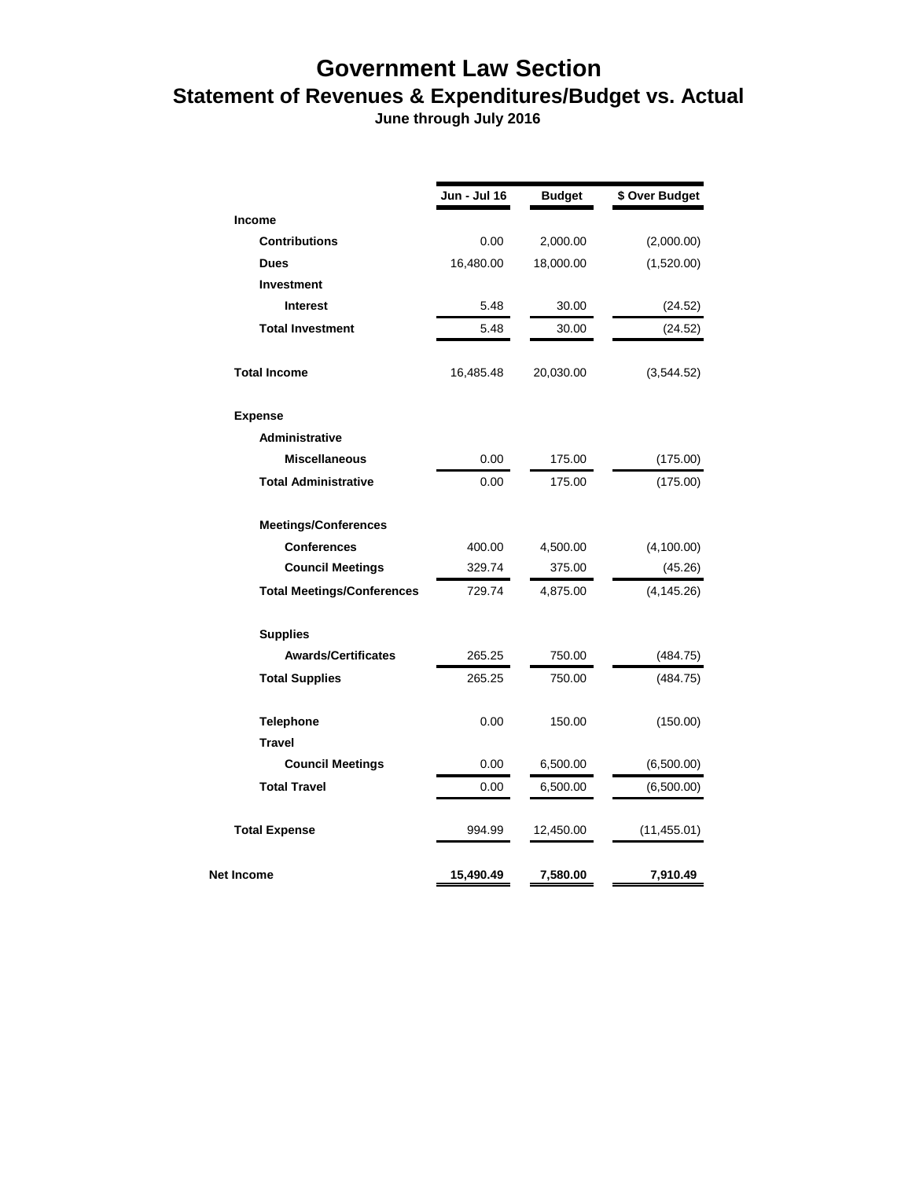# Government Law Section

## Statement of Revenues & Expenditures/Budget vs. Actual

**June through July 2016**

| | Jun - Jul 16 | Budget | $ Over Budget |
|---|---|---|---|
| **Income** | | | |
| **Contributions** | 0.00 | 2,000.00 | (2,000.00) |
| **Dues** | 16,480.00 | 18,000.00 | (1,520.00) |
| **Investment** | | | |
| **Interest** | 5.48 | 30.00 | (24.52) |
| **Total Investment** | 5.48 | 30.00 | (24.52) |
| **Total Income** | 16,485.48 | 20,030.00 | (3,544.52) |
| **Expense** | | | |
| **Administrative** | | | |
| **Miscellaneous** | 0.00 | 175.00 | (175.00) |
| **Total Administrative** | 0.00 | 175.00 | (175.00) |
| **Meetings/Conferences** | | | |
| **Conferences** | 400.00 | 4,500.00 | (4,100.00) |
| **Council Meetings** | 329.74 | 375.00 | (45.26) |
| **Total Meetings/Conferences** | 729.74 | 4,875.00 | (4,145.26) |
| **Supplies** | | | |
| **Awards/Certificates** | 265.25 | 750.00 | (484.75) |
| **Total Supplies** | 265.25 | 750.00 | (484.75) |
| **Telephone** | 0.00 | 150.00 | (150.00) |
| **Travel** | | | |
| **Council Meetings** | 0.00 | 6,500.00 | (6,500.00) |
| **Total Travel** | 0.00 | 6,500.00 | (6,500.00) |
| **Total Expense** | 994.99 | 12,450.00 | (11,455.01) |
| **Net Income** | **15,490.49** | **7,580.00** | **7,910.49** |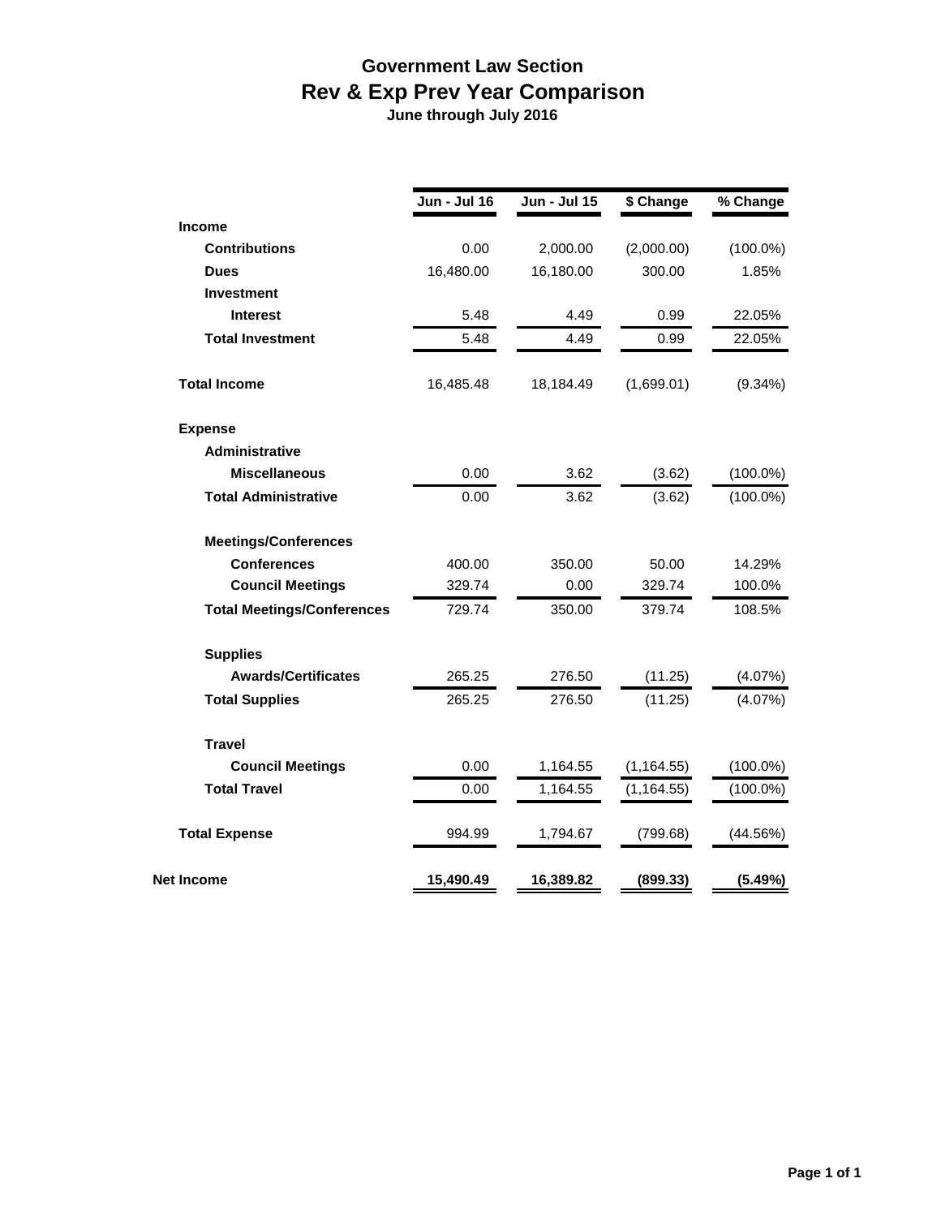# Government Law Section
## Rev & Exp Prev Year Comparison
**June through July 2016**

| | Jun - Jul 16 | Jun - Jul 15 | $ Change | % Change |
|---|---|---|---|---|
| **Income** | | | | |
| **Contributions** | 0.00 | 2,000.00 | (2,000.00) | (100.0%) |
| **Dues** | 16,480.00 | 16,180.00 | 300.00 | 1.85% |
| **Investment** | | | | |
| **Interest** | 5.48 | 4.49 | 0.99 | 22.05% |
| **Total Investment** | 5.48 | 4.49 | 0.99 | 22.05% |
| **Total Income** | 16,485.48 | 18,184.49 | (1,699.01) | (9.34%) |
| **Expense** | | | | |
| **Administrative** | | | | |
| **Miscellaneous** | 0.00 | 3.62 | (3.62) | (100.0%) |
| **Total Administrative** | 0.00 | 3.62 | (3.62) | (100.0%) |
| **Meetings/Conferences** | | | | |
| **Conferences** | 400.00 | 350.00 | 50.00 | 14.29% |
| **Council Meetings** | 329.74 | 0.00 | 329.74 | 100.0% |
| **Total Meetings/Conferences** | 729.74 | 350.00 | 379.74 | 108.5% |
| **Supplies** | | | | |
| **Awards/Certificates** | 265.25 | 276.50 | (11.25) | (4.07%) |
| **Total Supplies** | 265.25 | 276.50 | (11.25) | (4.07%) |
| **Travel** | | | | |
| **Council Meetings** | 0.00 | 1,164.55 | (1,164.55) | (100.0%) |
| **Total Travel** | 0.00 | 1,164.55 | (1,164.55) | (100.0%) |
| **Total Expense** | 994.99 | 1,794.67 | (799.68) | (44.56%) |
| **Net Income** | **15,490.49** | **16,389.82** | **(899.33)** | **(5.49%)** |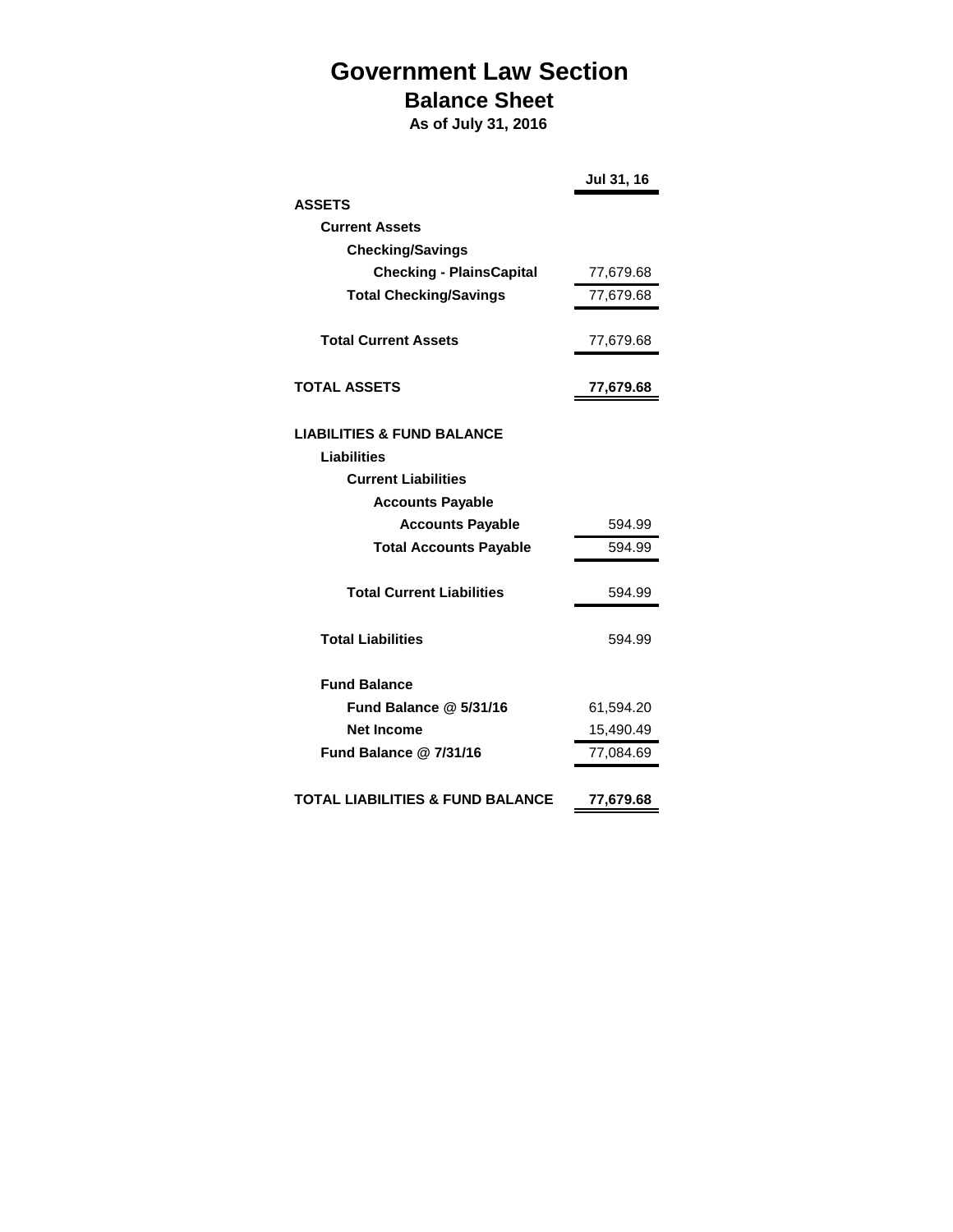# Government Law Section

## Balance Sheet

**As of July 31, 2016**

| | Jul 31, 16 |
|---|---|
| **ASSETS** | |
| **Current Assets** | |
| **Checking/Savings** | |
| **Checking - PlainsCapital** | 77,679.68 |
| **Total Checking/Savings** | 77,679.68 |
| **Total Current Assets** | 77,679.68 |
| **TOTAL ASSETS** | **77,679.68** |
| **LIABILITIES & FUND BALANCE** | |
| **Liabilities** | |
| **Current Liabilities** | |
| **Accounts Payable** | |
| **Accounts Payable** | 594.99 |
| **Total Accounts Payable** | 594.99 |
| **Total Current Liabilities** | 594.99 |
| **Total Liabilities** | 594.99 |
| **Fund Balance** | |
| **Fund Balance @ 5/31/16** | 61,594.20 |
| **Net Income** | 15,490.49 |
| **Fund Balance @ 7/31/16** | 77,084.69 |
| **TOTAL LIABILITIES & FUND BALANCE** | **77,679.68** |